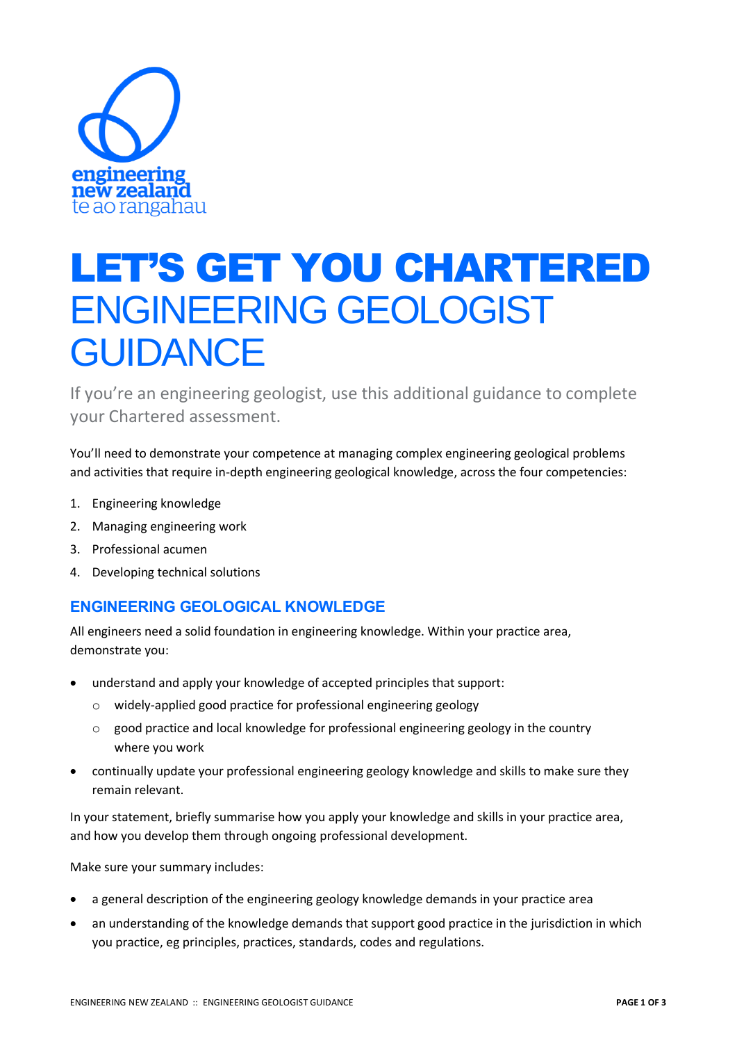engineering new zealand te ao rangahau

# LET'S GET YOU CHARTERED ENGINEERING GEOLOGIST GUIDANCE

If you're an engineering geologist, use this additional guidance to complete your Chartered assessment.

You'll need to demonstrate your competence at managing complex engineering geological problems and activities that require in-depth engineering geological knowledge, across the four competencies:

1. Engineering knowledge
2. Managing engineering work
3. Professional acumen
4. Developing technical solutions

## ENGINEERING GEOLOGICAL KNOWLEDGE

All engineers need a solid foundation in engineering knowledge. Within your practice area, demonstrate you:

- understand and apply your knowledge of accepted principles that support:
  - widely-applied good practice for professional engineering geology
  - good practice and local knowledge for professional engineering geology in the country where you work
- continually update your professional engineering geology knowledge and skills to make sure they remain relevant.

In your statement, briefly summarise how you apply your knowledge and skills in your practice area, and how you develop them through ongoing professional development.

Make sure your summary includes:

- a general description of the engineering geology knowledge demands in your practice area
- an understanding of the knowledge demands that support good practice in the jurisdiction in which you practice, eg principles, practices, standards, codes and regulations.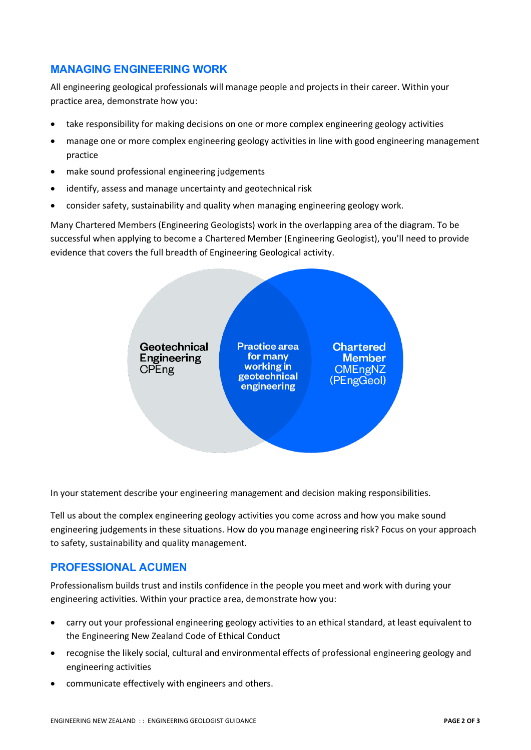## MANAGING ENGINEERING WORK

All engineering geological professionals will manage people and projects in their career. Within your practice area, demonstrate how you:

- take responsibility for making decisions on one or more complex engineering geology activities
- manage one or more complex engineering geology activities in line with good engineering management practice
- make sound professional engineering judgements
- identify, assess and manage uncertainty and geotechnical risk
- consider safety, sustainability and quality when managing engineering geology work.

Many Chartered Members (Engineering Geologists) work in the overlapping area of the diagram. To be successful when applying to become a Chartered Member (Engineering Geologist), you'll need to provide evidence that covers the full breadth of Engineering Geological activity.

Geotechnical Engineering CPEng

Practice area for many working in geotechnical engineering

Chartered Member CMEngNZ (PEngGeol)

In your statement describe your engineering management and decision making responsibilities.

Tell us about the complex engineering geology activities you come across and how you make sound engineering judgements in these situations. How do you manage engineering risk? Focus on your approach to safety, sustainability and quality management.

## PROFESSIONAL ACUMEN

Professionalism builds trust and instils confidence in the people you meet and work with during your engineering activities. Within your practice area, demonstrate how you:

- carry out your professional engineering geology activities to an ethical standard, at least equivalent to the Engineering New Zealand Code of Ethical Conduct
- recognise the likely social, cultural and environmental effects of professional engineering geology and engineering activities
- communicate effectively with engineers and others.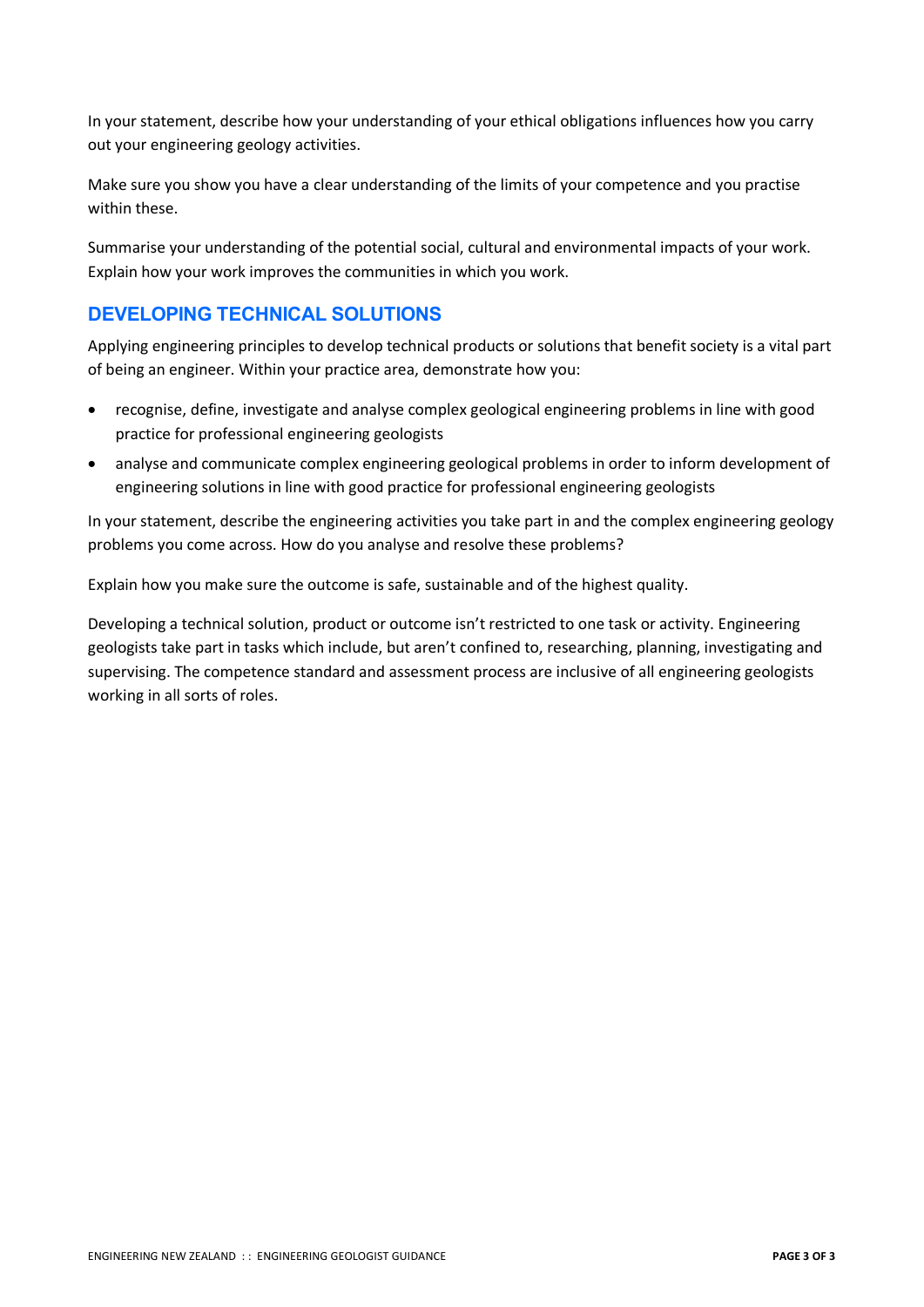In your statement, describe how your understanding of your ethical obligations influences how you carry out your engineering geology activities.

Make sure you show you have a clear understanding of the limits of your competence and you practise within these.

Summarise your understanding of the potential social, cultural and environmental impacts of your work. Explain how your work improves the communities in which you work.

## DEVELOPING TECHNICAL SOLUTIONS

Applying engineering principles to develop technical products or solutions that benefit society is a vital part of being an engineer. Within your practice area, demonstrate how you:

- recognise, define, investigate and analyse complex geological engineering problems in line with good practice for professional engineering geologists
- analyse and communicate complex engineering geological problems in order to inform development of engineering solutions in line with good practice for professional engineering geologists

In your statement, describe the engineering activities you take part in and the complex engineering geology problems you come across. How do you analyse and resolve these problems?

Explain how you make sure the outcome is safe, sustainable and of the highest quality.

Developing a technical solution, product or outcome isn't restricted to one task or activity. Engineering geologists take part in tasks which include, but aren't confined to, researching, planning, investigating and supervising. The competence standard and assessment process are inclusive of all engineering geologists working in all sorts of roles.